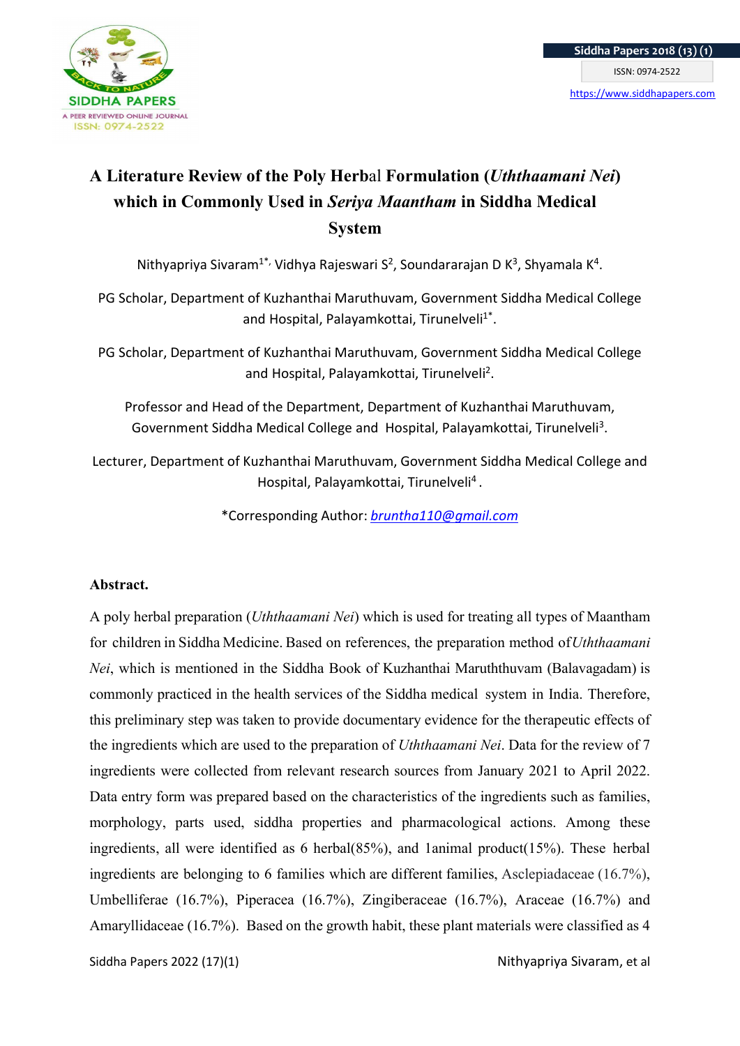# A Literature Review of the Poly Herbal Formulation (*Uththaamani Nei*) which in Commonly Used in *Seriya Maantham* in Siddha Medical System

Nithyapriya Sivaram[1*], Vidhya Rajeswari S[2], Soundararajan D K[3], Shyamala K[4].

PG Scholar, Department of Kuzhanthai Maruthuvam, Government Siddha Medical College and Hospital, Palayamkottai, Tirunelveli[1*].

PG Scholar, Department of Kuzhanthai Maruthuvam, Government Siddha Medical College and Hospital, Palayamkottai, Tirunelveli[2].

Professor and Head of the Department, Department of Kuzhanthai Maruthuvam, Government Siddha Medical College and Hospital, Palayamkottai, Tirunelveli[3].

Lecturer, Department of Kuzhanthai Maruthuvam, Government Siddha Medical College and Hospital, Palayamkottai, Tirunelveli[4].

*Corresponding Author: bruntha110@gmail.com

**Abstract.**

A poly herbal preparation (*Uththaamani Nei*) which is used for treating all types of Maantham for children in Siddha Medicine. Based on references, the preparation method of *Uththaamani Nei*, which is mentioned in the Siddha Book of Kuzhanthai Maruththuvam (Balavagadam) is commonly practiced in the health services of the Siddha medical system in India. Therefore, this preliminary step was taken to provide documentary evidence for the therapeutic effects of the ingredients which are used to the preparation of *Uththaamani Nei*. Data for the review of 7 ingredients were collected from relevant research sources from January 2021 to April 2022. Data entry form was prepared based on the characteristics of the ingredients such as families, morphology, parts used, siddha properties and pharmacological actions. Among these ingredients, all were identified as 6 herbal(85%), and 1animal product(15%). These herbal ingredients are belonging to 6 families which are different families, Asclepiadaceae (16.7%), Umbelliferae (16.7%), Piperacea (16.7%), Zingiberaceae (16.7%), Araceae (16.7%) and Amaryllidaceae (16.7%). Based on the growth habit, these plant materials were classified as 4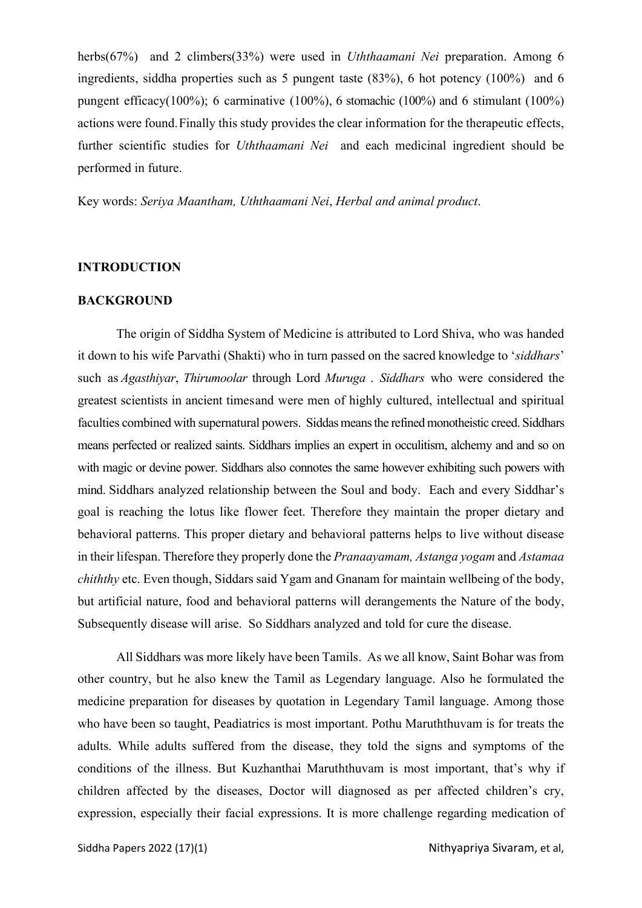herbs(67%) and 2 climbers(33%) were used in *Uththaamani Nei* preparation. Among 6 ingredients, siddha properties such as 5 pungent taste (83%), 6 hot potency (100%) and 6 pungent efficacy(100%); 6 carminative (100%), 6 stomachic (100%) and 6 stimulant (100%) actions were found. Finally this study provides the clear information for the therapeutic effects, further scientific studies for *Uththaamani Nei* and each medicinal ingredient should be performed in future.

Key words: *Seriya Maantham, Uththaamani Nei*, *Herbal and animal product*.

## INTRODUCTION

### BACKGROUND

The origin of Siddha System of Medicine is attributed to Lord Shiva, who was handed it down to his wife Parvathi (Shakti) who in turn passed on the sacred knowledge to '*siddhars*' such as *Agasthiyar*, *Thirumoolar* through Lord *Muruga* . *Siddhars* who were considered the greatest scientists in ancient timesand were men of highly cultured, intellectual and spiritual faculties combined with supernatural powers. Siddas means the refined monotheistic creed. Siddhars means perfected or realized saints. Siddhars implies an expert in occulitism, alchemy and and so on with magic or devine power. Siddhars also connotes the same however exhibiting such powers with mind. Siddhars analyzed relationship between the Soul and body. Each and every Siddhar's goal is reaching the lotus like flower feet. Therefore they maintain the proper dietary and behavioral patterns. This proper dietary and behavioral patterns helps to live without disease in their lifespan. Therefore they properly done the *Pranaayamam, Astanga yogam* and *Astamaa chiththy* etc. Even though, Siddars said Ygam and Gnanam for maintain wellbeing of the body, but artificial nature, food and behavioral patterns will derangements the Nature of the body, Subsequently disease will arise. So Siddhars analyzed and told for cure the disease.

All Siddhars was more likely have been Tamils. As we all know, Saint Bohar was from other country, but he also knew the Tamil as Legendary language. Also he formulated the medicine preparation for diseases by quotation in Legendary Tamil language. Among those who have been so taught, Peadiatrics is most important. Pothu Maruththuvam is for treats the adults. While adults suffered from the disease, they told the signs and symptoms of the conditions of the illness. But Kuzhanthai Maruththuvam is most important, that's why if children affected by the diseases, Doctor will diagnosed as per affected children's cry, expression, especially their facial expressions. It is more challenge regarding medication of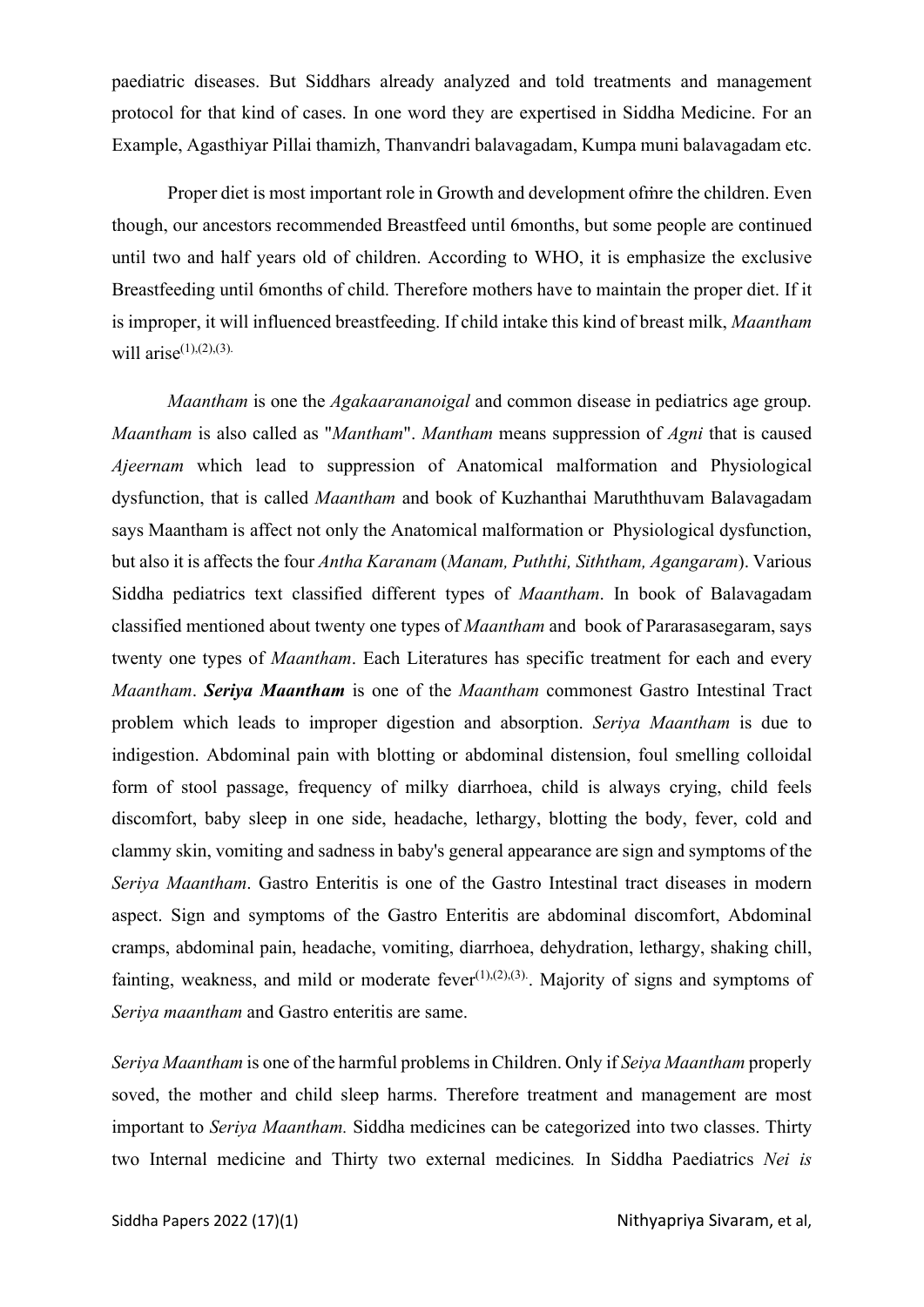paediatric diseases. But Siddhars already analyzed and told treatments and management protocol for that kind of cases. In one word they are expertised in Siddha Medicine. For an Example, Agasthiyar Pillai thamizh, Thanvandri balavagadam, Kumpa muni balavagadam etc.

Proper diet is most important role in Growth and development ofmre the children. Even though, our ancestors recommended Breastfeed until 6months, but some people are continued until two and half years old of children. According to WHO, it is emphasize the exclusive Breastfeeding until 6months of child. Therefore mothers have to maintain the proper diet. If it is improper, it will influenced breastfeeding. If child intake this kind of breast milk, *Maantham* will arise[(1),(2),(3).]

*Maantham* is one the *Agakaarananoigal* and common disease in pediatrics age group. *Maantham* is also called as "*Mantham*". *Mantham* means suppression of *Agni* that is caused *Ajeernam* which lead to suppression of Anatomical malformation and Physiological dysfunction, that is called *Maantham* and book of Kuzhanthai Maruththuvam Balavagadam says Maantham is affect not only the Anatomical malformation or Physiological dysfunction, but also it is affects the four *Antha Karanam* (*Manam, Puththi, Siththam, Agangaram*). Various Siddha pediatrics text classified different types of *Maantham*. In book of Balavagadam classified mentioned about twenty one types of *Maantham* and book of Pararasasegaram, says twenty one types of *Maantham*. Each Literatures has specific treatment for each and every *Maantham*. ***Seriya Maantham*** is one of the *Maantham* commonest Gastro Intestinal Tract problem which leads to improper digestion and absorption. *Seriya Maantham* is due to indigestion. Abdominal pain with blotting or abdominal distension, foul smelling colloidal form of stool passage, frequency of milky diarrhoea, child is always crying, child feels discomfort, baby sleep in one side, headache, lethargy, blotting the body, fever, cold and clammy skin, vomiting and sadness in baby's general appearance are sign and symptoms of the *Seriya Maantham*. Gastro Enteritis is one of the Gastro Intestinal tract diseases in modern aspect. Sign and symptoms of the Gastro Enteritis are abdominal discomfort, Abdominal cramps, abdominal pain, headache, vomiting, diarrhoea, dehydration, lethargy, shaking chill, fainting, weakness, and mild or moderate fever[(1),(2),(3).]. Majority of signs and symptoms of *Seriya maantham* and Gastro enteritis are same.

*Seriya Maantham* is one of the harmful problems in Children. Only if *Seiya Maantham* properly soved, the mother and child sleep harms. Therefore treatment and management are most important to *Seriya Maantham.* Siddha medicines can be categorized into two classes. Thirty two Internal medicine and Thirty two external medicines*.* In Siddha Paediatrics *Nei is*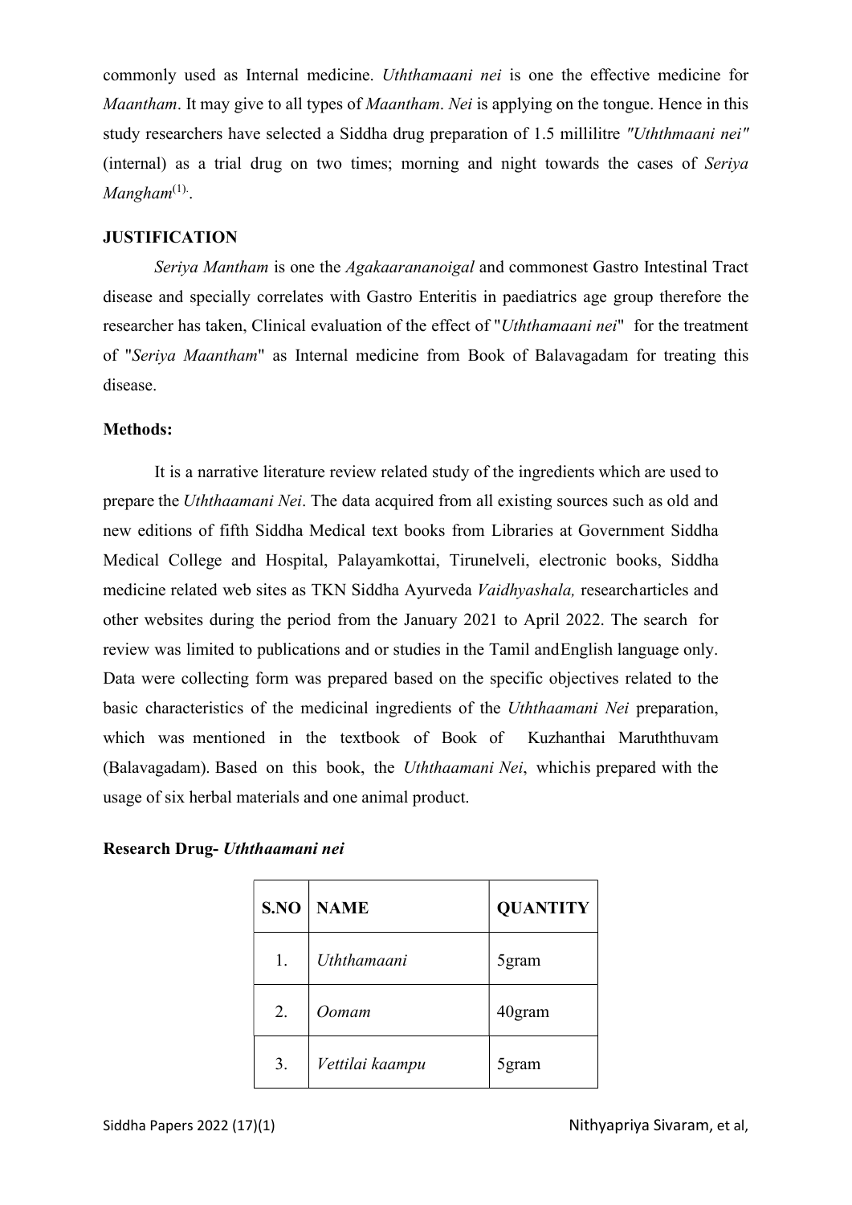commonly used as Internal medicine. *Uththamaani nei* is one the effective medicine for *Maantham*. It may give to all types of *Maantham*. *Nei* is applying on the tongue. Hence in this study researchers have selected a Siddha drug preparation of 1.5 millilitre *"Uththmaani nei"* (internal) as a trial drug on two times; morning and night towards the cases of *Seriya Mangham*[1].

**JUSTIFICATION**

*Seriya Mantham* is one the *Agakaarananoigal* and commonest Gastro Intestinal Tract disease and specially correlates with Gastro Enteritis in paediatrics age group therefore the researcher has taken, Clinical evaluation of the effect of "*Uththamaani nei*" for the treatment of "*Seriya Maantham*" as Internal medicine from Book of Balavagadam for treating this disease.

**Methods:**

It is a narrative literature review related study of the ingredients which are used to prepare the *Uththaamani Nei*. The data acquired from all existing sources such as old and new editions of fifth Siddha Medical text books from Libraries at Government Siddha Medical College and Hospital, Palayamkottai, Tirunelveli, electronic books, Siddha medicine related web sites as TKN Siddha Ayurveda *Vaidhyashala,* researcharticles and other websites during the period from the January 2021 to April 2022. The search for review was limited to publications and or studies in the Tamil andEnglish language only. Data were collecting form was prepared based on the specific objectives related to the basic characteristics of the medicinal ingredients of the *Uththaamani Nei* preparation, which was mentioned in the textbook of Book of Kuzhanthai Maruththuvam (Balavagadam). Based on this book, the *Uththaamani Nei*, whichis prepared with the usage of six herbal materials and one animal product.

**Research Drug- *Uththaamani nei***

| S.NO | NAME | QUANTITY |
|---|---|---|
| 1. | *Uththamaani* | 5gram |
| 2. | *Oomam* | 40gram |
| 3. | *Vettilai kaampu* | 5gram |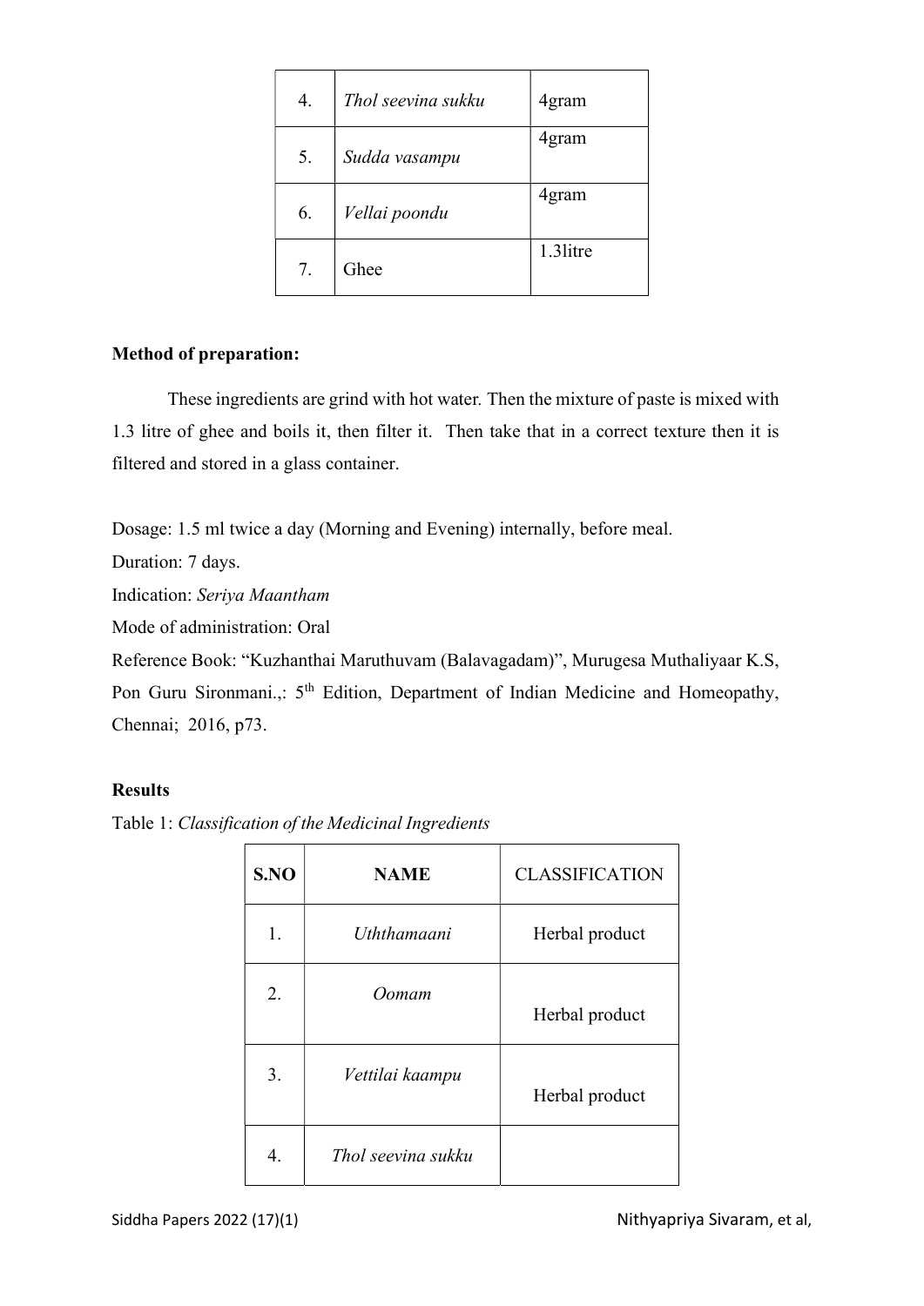| 4. | *Thol seevina sukku* | 4gram |
|---|---|---|
| 5. | *Sudda vasampu* | 4gram |
| 6. | *Vellai poondu* | 4gram |
| 7. | Ghee | 1.3litre |

**Method of preparation:**

These ingredients are grind with hot water. Then the mixture of paste is mixed with 1.3 litre of ghee and boils it, then filter it. Then take that in a correct texture then it is filtered and stored in a glass container.

Dosage: 1.5 ml twice a day (Morning and Evening) internally, before meal.

Duration: 7 days.

Indication: *Seriya Maantham*

Mode of administration: Oral

Reference Book: "Kuzhanthai Maruthuvam (Balavagadam)", Murugesa Muthaliyaar K.S, Pon Guru Sironmani.,: 5th Edition, Department of Indian Medicine and Homeopathy, Chennai; 2016, p73.

**Results**

Table 1: *Classification of the Medicinal Ingredients*

| S.NO | NAME | CLASSIFICATION |
|---|---|---|
| 1. | *Uththamaani* | Herbal product |
| 2. | *Oomam* | Herbal product |
| 3. | *Vettilai kaampu* | Herbal product |
| 4. | *Thol seevina sukku* | |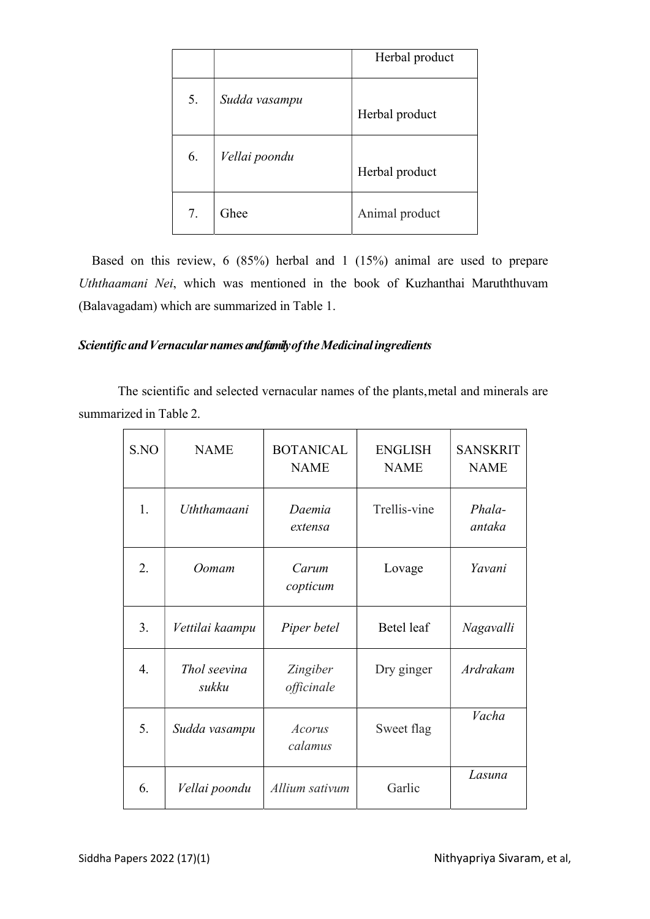| | | Herbal product |
|---|---|---|
| 5. | *Sudda vasampu* | Herbal product |
| 6. | *Vellai poondu* | Herbal product |
| 7. | Ghee | Animal product |

Based on this review, 6 (85%) herbal and 1 (15%) animal are used to prepare *Uththaamani Nei*, which was mentioned in the book of Kuzhanthai Maruththuvam (Balavagadam) which are summarized in Table 1.

### *Scientific and Vernacular names and family of the Medicinal ingredients*

The scientific and selected vernacular names of the plants, metal and minerals are summarized in Table 2.

| S.NO | NAME | BOTANICAL NAME | ENGLISH NAME | SANSKRIT NAME |
|---|---|---|---|---|
| 1. | *Uththamaani* | *Daemia extensa* | Trellis-vine | *Phala-antaka* |
| 2. | *Oomam* | *Carum copticum* | Lovage | *Yavani* |
| 3. | *Vettilai kaampu* | *Piper betel* | Betel leaf | *Nagavalli* |
| 4. | *Thol seevina sukku* | *Zingiber officinale* | Dry ginger | *Ardrakam* |
| 5. | *Sudda vasampu* | *Acorus calamus* | Sweet flag | *Vacha* |
| 6. | *Vellai poondu* | *Allium sativum* | Garlic | *Lasuna* |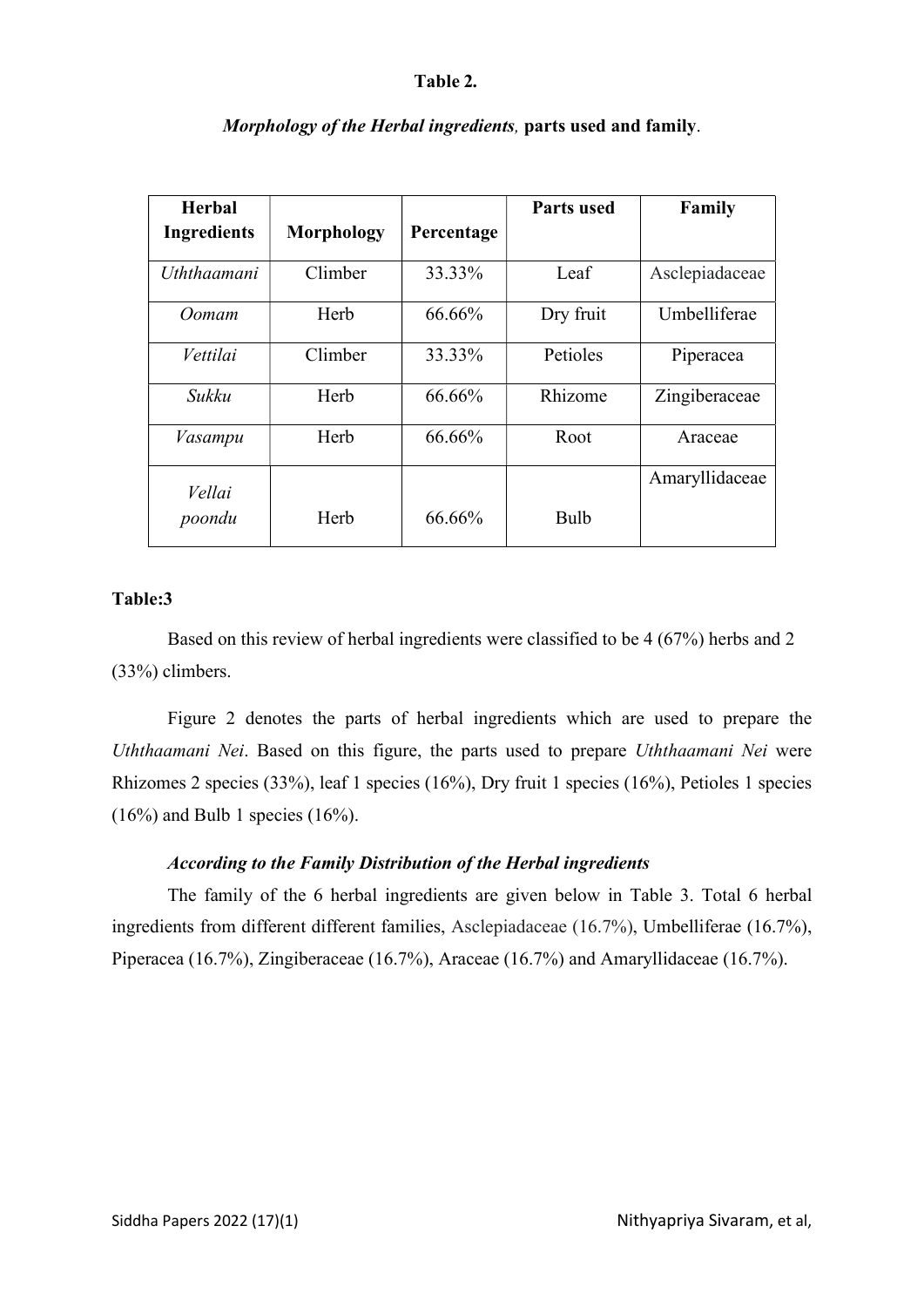**Table 2.**

***Morphology of the Herbal ingredients,* parts used and family.**

| Herbal Ingredients | Morphology | Percentage | Parts used | Family |
|---|---|---|---|---|
| *Uththaamani* | Climber | 33.33% | Leaf | Asclepiadaceae |
| *Oomam* | Herb | 66.66% | Dry fruit | Umbelliferae |
| *Vettilai* | Climber | 33.33% | Petioles | Piperacea |
| *Sukku* | Herb | 66.66% | Rhizome | Zingiberaceae |
| *Vasampu* | Herb | 66.66% | Root | Araceae |
| *Vellai poondu* | Herb | 66.66% | Bulb | Amaryllidaceae |

**Table:3**

Based on this review of herbal ingredients were classified to be 4 (67%) herbs and 2 (33%) climbers.

Figure 2 denotes the parts of herbal ingredients which are used to prepare the *Uththaamani Nei*. Based on this figure, the parts used to prepare *Uththaamani Nei* were Rhizomes 2 species (33%), leaf 1 species (16%), Dry fruit 1 species (16%), Petioles 1 species (16%) and Bulb 1 species (16%).

***According to the Family Distribution of the Herbal ingredients***

The family of the 6 herbal ingredients are given below in Table 3. Total 6 herbal ingredients from different different families, Asclepiadaceae (16.7%), Umbelliferae (16.7%), Piperacea (16.7%), Zingiberaceae (16.7%), Araceae (16.7%) and Amaryllidaceae (16.7%).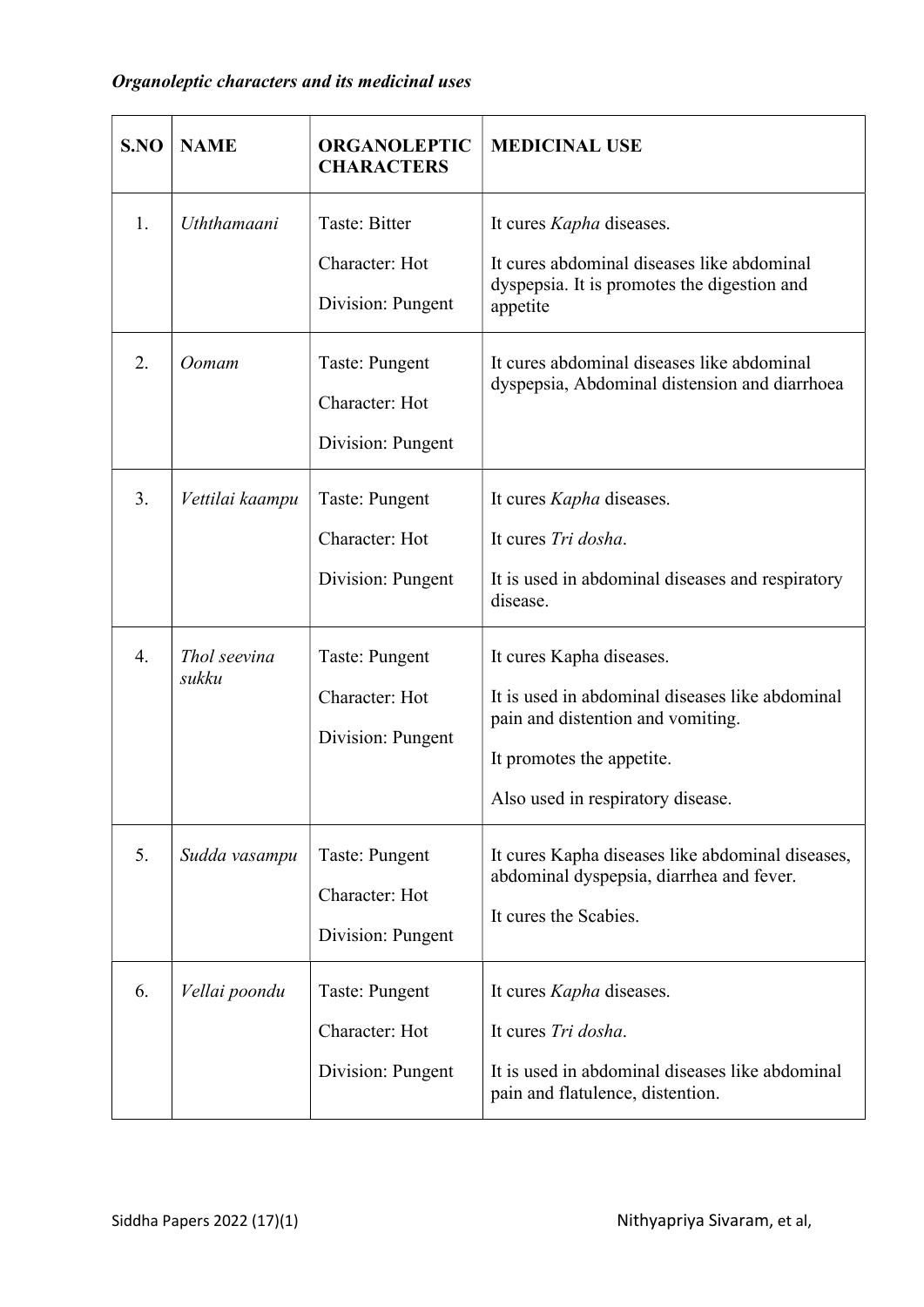***Organoleptic characters and its medicinal uses***

| S.NO | NAME | ORGANOLEPTIC CHARACTERS | MEDICINAL USE |
|---|---|---|---|
| 1. | *Uththamaani* | Taste: Bitter<br>Character: Hot<br>Division: Pungent | It cures *Kapha* diseases.<br>It cures abdominal diseases like abdominal dyspepsia. It is promotes the digestion and appetite |
| 2. | *Oomam* | Taste: Pungent<br>Character: Hot<br>Division: Pungent | It cures abdominal diseases like abdominal dyspepsia, Abdominal distension and diarrhoea |
| 3. | *Vettilai kaampu* | Taste: Pungent<br>Character: Hot<br>Division: Pungent | It cures *Kapha* diseases.<br>It cures *Tri dosha*.<br>It is used in abdominal diseases and respiratory disease. |
| 4. | *Thol seevina sukku* | Taste: Pungent<br>Character: Hot<br>Division: Pungent | It cures Kapha diseases.<br>It is used in abdominal diseases like abdominal pain and distention and vomiting.<br>It promotes the appetite.<br>Also used in respiratory disease. |
| 5. | *Sudda vasampu* | Taste: Pungent<br>Character: Hot<br>Division: Pungent | It cures Kapha diseases like abdominal diseases, abdominal dyspepsia, diarrhea and fever.<br>It cures the Scabies. |
| 6. | *Vellai poondu* | Taste: Pungent<br>Character: Hot<br>Division: Pungent | It cures *Kapha* diseases.<br>It cures *Tri dosha*.<br>It is used in abdominal diseases like abdominal pain and flatulence, distention. |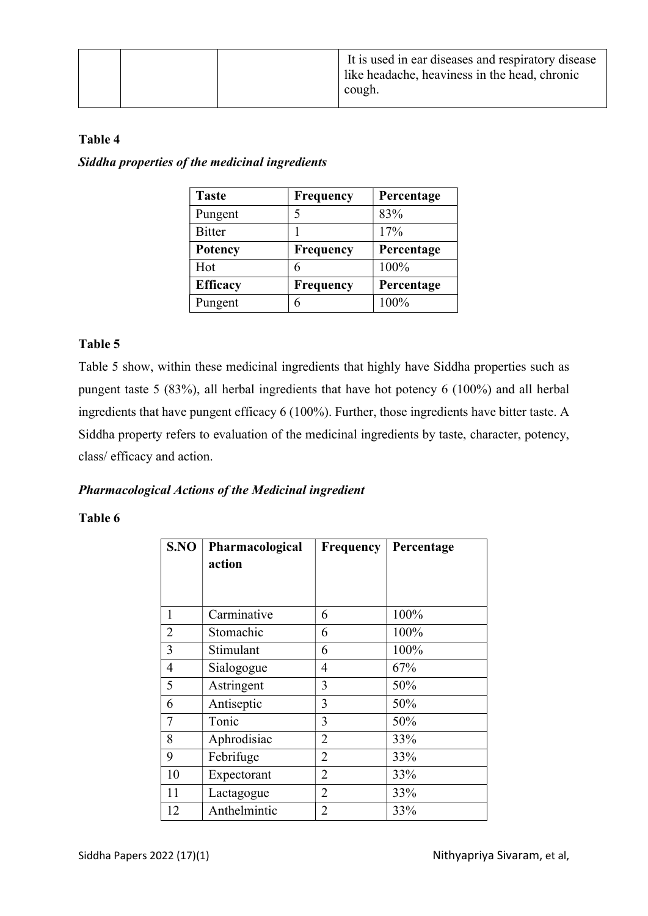| | | | It is used in ear diseases and respiratory disease like headache, heaviness in the head, chronic cough. |
|---|---|---|---|

**Table 4**

***Siddha properties of the medicinal ingredients***

| Taste | Frequency | Percentage |
|---|---|---|
| Pungent | 5 | 83% |
| Bitter | 1 | 17% |
| **Potency** | **Frequency** | **Percentage** |
| Hot | 6 | 100% |
| **Efficacy** | **Frequency** | **Percentage** |
| Pungent | 6 | 100% |

**Table 5**

Table 5 show, within these medicinal ingredients that highly have Siddha properties such as pungent taste 5 (83%), all herbal ingredients that have hot potency 6 (100%) and all herbal ingredients that have pungent efficacy 6 (100%). Further, those ingredients have bitter taste. A Siddha property refers to evaluation of the medicinal ingredients by taste, character, potency, class/ efficacy and action.

***Pharmacological Actions of the Medicinal ingredient***

**Table 6**

| S.NO | Pharmacological action | Frequency | Percentage |
|---|---|---|---|
| 1 | Carminative | 6 | 100% |
| 2 | Stomachic | 6 | 100% |
| 3 | Stimulant | 6 | 100% |
| 4 | Sialogogue | 4 | 67% |
| 5 | Astringent | 3 | 50% |
| 6 | Antiseptic | 3 | 50% |
| 7 | Tonic | 3 | 50% |
| 8 | Aphrodisiac | 2 | 33% |
| 9 | Febrifuge | 2 | 33% |
| 10 | Expectorant | 2 | 33% |
| 11 | Lactagogue | 2 | 33% |
| 12 | Anthelmintic | 2 | 33% |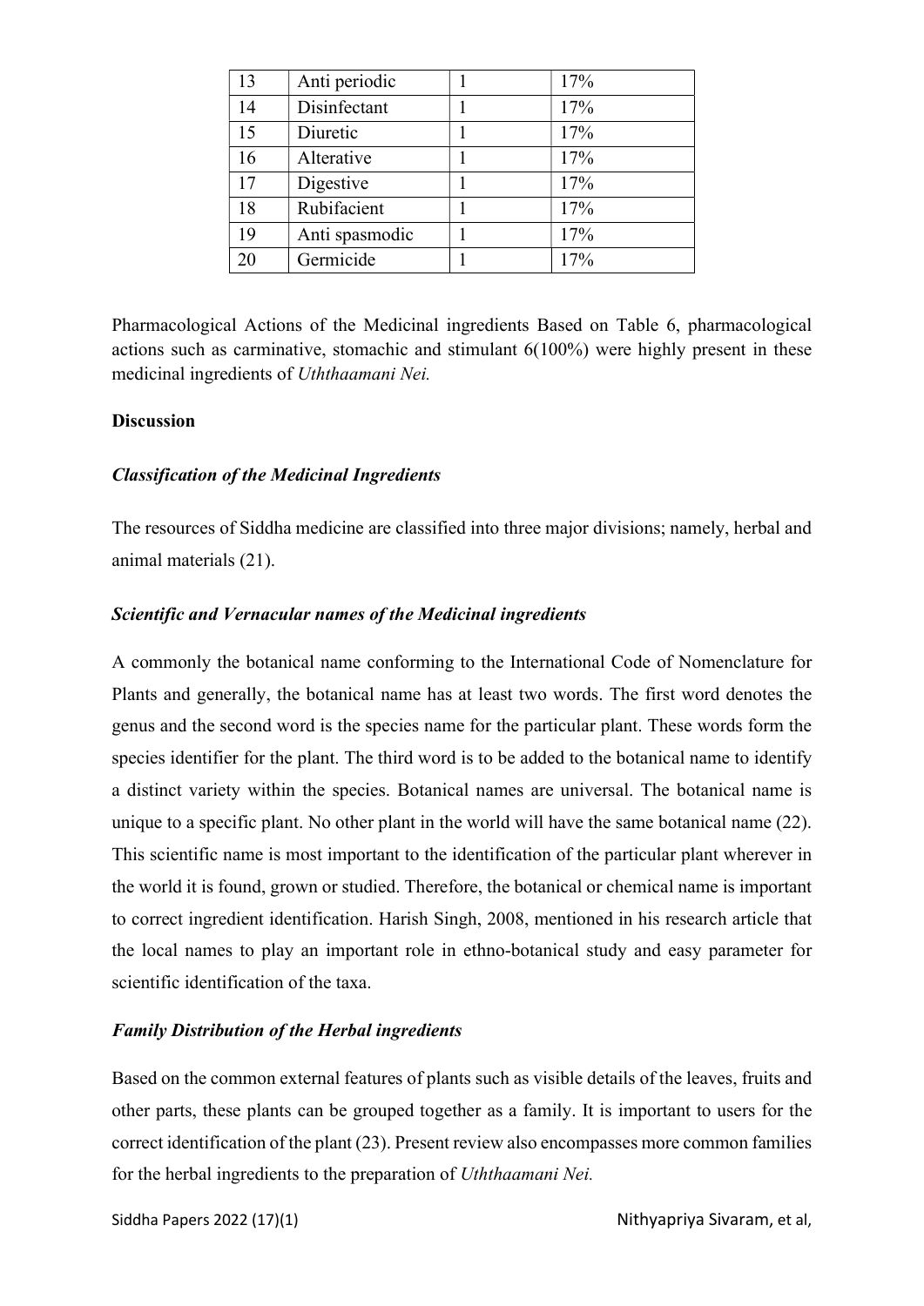| 13 | Anti periodic | 1 | 17% |
|---|---|---|---|
| 14 | Disinfectant | 1 | 17% |
| 15 | Diuretic | 1 | 17% |
| 16 | Alterative | 1 | 17% |
| 17 | Digestive | 1 | 17% |
| 18 | Rubifacient | 1 | 17% |
| 19 | Anti spasmodic | 1 | 17% |
| 20 | Germicide | 1 | 17% |

Pharmacological Actions of the Medicinal ingredients Based on Table 6, pharmacological actions such as carminative, stomachic and stimulant 6(100%) were highly present in these medicinal ingredients of *Uththaamani Nei.*

**Discussion**

***Classification of the Medicinal Ingredients***

The resources of Siddha medicine are classified into three major divisions; namely, herbal and animal materials (21).

***Scientific and Vernacular names of the Medicinal ingredients***

A commonly the botanical name conforming to the International Code of Nomenclature for Plants and generally, the botanical name has at least two words. The first word denotes the genus and the second word is the species name for the particular plant. These words form the species identifier for the plant. The third word is to be added to the botanical name to identify a distinct variety within the species. Botanical names are universal. The botanical name is unique to a specific plant. No other plant in the world will have the same botanical name (22). This scientific name is most important to the identification of the particular plant wherever in the world it is found, grown or studied. Therefore, the botanical or chemical name is important to correct ingredient identification. Harish Singh, 2008, mentioned in his research article that the local names to play an important role in ethno-botanical study and easy parameter for scientific identification of the taxa.

***Family Distribution of the Herbal ingredients***

Based on the common external features of plants such as visible details of the leaves, fruits and other parts, these plants can be grouped together as a family. It is important to users for the correct identification of the plant (23). Present review also encompasses more common families for the herbal ingredients to the preparation of *Uththaamani Nei.*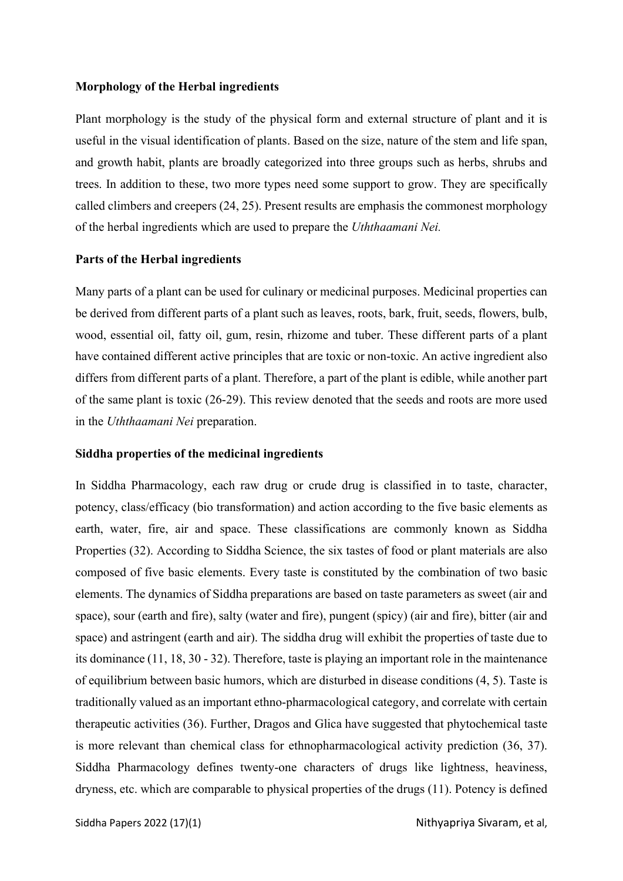**Morphology of the Herbal ingredients**

Plant morphology is the study of the physical form and external structure of plant and it is useful in the visual identification of plants. Based on the size, nature of the stem and life span, and growth habit, plants are broadly categorized into three groups such as herbs, shrubs and trees. In addition to these, two more types need some support to grow. They are specifically called climbers and creepers (24, 25). Present results are emphasis the commonest morphology of the herbal ingredients which are used to prepare the *Uththaamani Nei.*

**Parts of the Herbal ingredients**

Many parts of a plant can be used for culinary or medicinal purposes. Medicinal properties can be derived from different parts of a plant such as leaves, roots, bark, fruit, seeds, flowers, bulb, wood, essential oil, fatty oil, gum, resin, rhizome and tuber. These different parts of a plant have contained different active principles that are toxic or non-toxic. An active ingredient also differs from different parts of a plant. Therefore, a part of the plant is edible, while another part of the same plant is toxic (26-29). This review denoted that the seeds and roots are more used in the *Uththaamani Nei* preparation.

**Siddha properties of the medicinal ingredients**

In Siddha Pharmacology, each raw drug or crude drug is classified in to taste, character, potency, class/efficacy (bio transformation) and action according to the five basic elements as earth, water, fire, air and space. These classifications are commonly known as Siddha Properties (32). According to Siddha Science, the six tastes of food or plant materials are also composed of five basic elements. Every taste is constituted by the combination of two basic elements. The dynamics of Siddha preparations are based on taste parameters as sweet (air and space), sour (earth and fire), salty (water and fire), pungent (spicy) (air and fire), bitter (air and space) and astringent (earth and air). The siddha drug will exhibit the properties of taste due to its dominance (11, 18, 30 - 32). Therefore, taste is playing an important role in the maintenance of equilibrium between basic humors, which are disturbed in disease conditions (4, 5). Taste is traditionally valued as an important ethno-pharmacological category, and correlate with certain therapeutic activities (36). Further, Dragos and Glica have suggested that phytochemical taste is more relevant than chemical class for ethnopharmacological activity prediction (36, 37). Siddha Pharmacology defines twenty-one characters of drugs like lightness, heaviness, dryness, etc. which are comparable to physical properties of the drugs (11). Potency is defined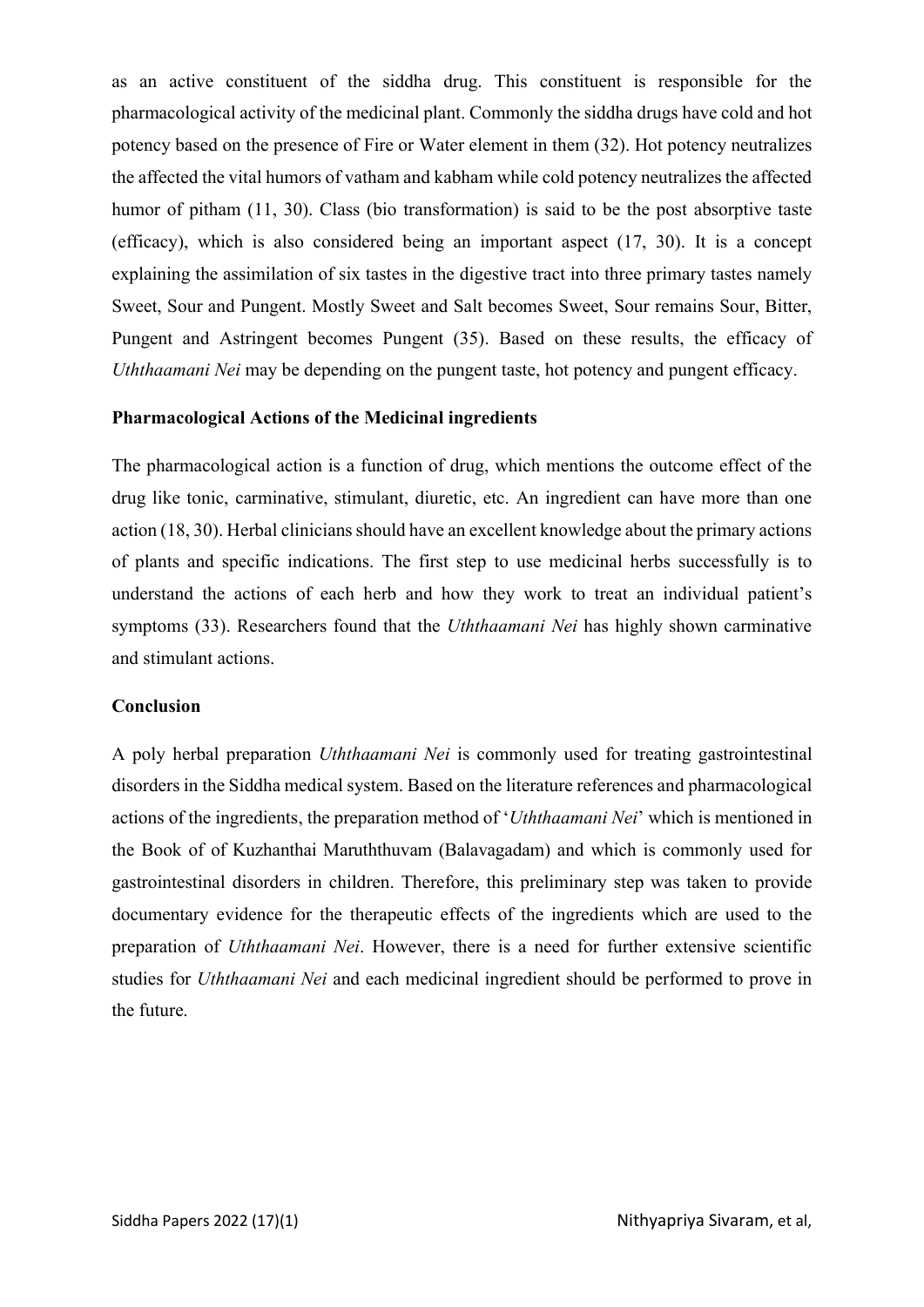as an active constituent of the siddha drug. This constituent is responsible for the pharmacological activity of the medicinal plant. Commonly the siddha drugs have cold and hot potency based on the presence of Fire or Water element in them (32). Hot potency neutralizes the affected the vital humors of vatham and kabham while cold potency neutralizes the affected humor of pitham (11, 30). Class (bio transformation) is said to be the post absorptive taste (efficacy), which is also considered being an important aspect (17, 30). It is a concept explaining the assimilation of six tastes in the digestive tract into three primary tastes namely Sweet, Sour and Pungent. Mostly Sweet and Salt becomes Sweet, Sour remains Sour, Bitter, Pungent and Astringent becomes Pungent (35). Based on these results, the efficacy of *Uththaamani Nei* may be depending on the pungent taste, hot potency and pungent efficacy.

**Pharmacological Actions of the Medicinal ingredients**

The pharmacological action is a function of drug, which mentions the outcome effect of the drug like tonic, carminative, stimulant, diuretic, etc. An ingredient can have more than one action (18, 30). Herbal clinicians should have an excellent knowledge about the primary actions of plants and specific indications. The first step to use medicinal herbs successfully is to understand the actions of each herb and how they work to treat an individual patient's symptoms (33). Researchers found that the *Uththaamani Nei* has highly shown carminative and stimulant actions.

**Conclusion**

A poly herbal preparation *Uththaamani Nei* is commonly used for treating gastrointestinal disorders in the Siddha medical system. Based on the literature references and pharmacological actions of the ingredients, the preparation method of '*Uththaamani Nei*' which is mentioned in the Book of of Kuzhanthai Maruththuvam (Balavagadam) and which is commonly used for gastrointestinal disorders in children. Therefore, this preliminary step was taken to provide documentary evidence for the therapeutic effects of the ingredients which are used to the preparation of *Uththaamani Nei*. However, there is a need for further extensive scientific studies for *Uththaamani Nei* and each medicinal ingredient should be performed to prove in the future.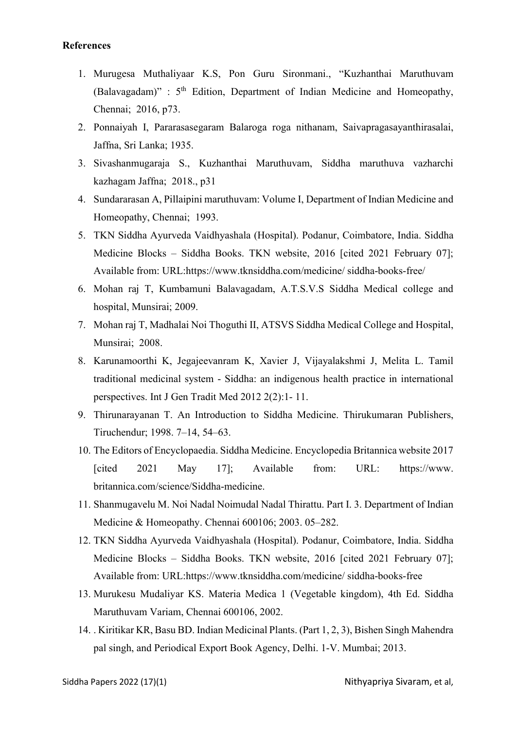**References**

1. Murugesa Muthaliyaar K.S, Pon Guru Sironmani., "Kuzhanthai Maruthuvam (Balavagadam)" : 5th Edition, Department of Indian Medicine and Homeopathy, Chennai; 2016, p73.
2. Ponnaiyah I, Pararasasegaram Balaroga roga nithanam, Saivapragasayanthirasalai, Jaffna, Sri Lanka; 1935.
3. Sivashanmugaraja S., Kuzhanthai Maruthuvam, Siddha maruthuva vazharchi kazhagam Jaffna; 2018., p31
4. Sundararasan A, Pillaipini maruthuvam: Volume I, Department of Indian Medicine and Homeopathy, Chennai; 1993.
5. TKN Siddha Ayurveda Vaidhyashala (Hospital). Podanur, Coimbatore, India. Siddha Medicine Blocks – Siddha Books. TKN website, 2016 [cited 2021 February 07]; Available from: URL:https://www.tknsiddha.com/medicine/ siddha-books-free/
6. Mohan raj T, Kumbamuni Balavagadam, A.T.S.V.S Siddha Medical college and hospital, Munsirai; 2009.
7. Mohan raj T, Madhalai Noi Thoguthi II, ATSVS Siddha Medical College and Hospital, Munsirai; 2008.
8. Karunamoorthi K, Jegajeevanram K, Xavier J, Vijayalakshmi J, Melita L. Tamil traditional medicinal system - Siddha: an indigenous health practice in international perspectives. Int J Gen Tradit Med 2012 2(2):1- 11.
9. Thirunarayanan T. An Introduction to Siddha Medicine. Thirukumaran Publishers, Tiruchendur; 1998. 7–14, 54–63.
10. The Editors of Encyclopaedia. Siddha Medicine. Encyclopedia Britannica website 2017 [cited 2021 May 17]; Available from: URL: https://www. britannica.com/science/Siddha-medicine.
11. Shanmugavelu M. Noi Nadal Noimudal Nadal Thirattu. Part I. 3. Department of Indian Medicine & Homeopathy. Chennai 600106; 2003. 05–282.
12. TKN Siddha Ayurveda Vaidhyashala (Hospital). Podanur, Coimbatore, India. Siddha Medicine Blocks – Siddha Books. TKN website, 2016 [cited 2021 February 07]; Available from: URL:https://www.tknsiddha.com/medicine/ siddha-books-free
13. Murukesu Mudaliyar KS. Materia Medica 1 (Vegetable kingdom), 4th Ed. Siddha Maruthuvam Variam, Chennai 600106, 2002.
14. . Kiritikar KR, Basu BD. Indian Medicinal Plants. (Part 1, 2, 3), Bishen Singh Mahendra pal singh, and Periodical Export Book Agency, Delhi. 1-V. Mumbai; 2013.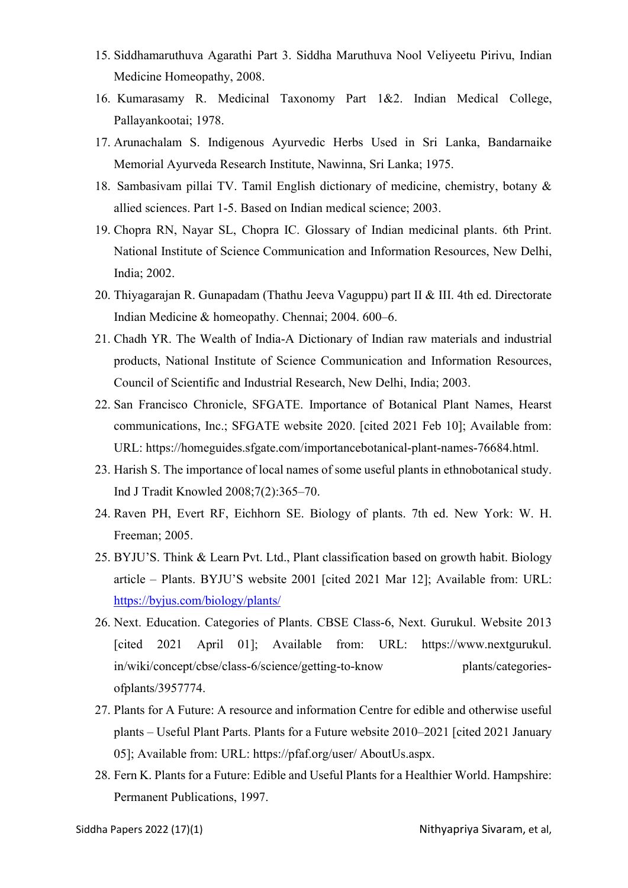15. Siddhamaruthuva Agarathi Part 3. Siddha Maruthuva Nool Veliyeetu Pirivu, Indian Medicine Homeopathy, 2008.
16. Kumarasamy R. Medicinal Taxonomy Part 1&2. Indian Medical College, Pallayankootai; 1978.
17. Arunachalam S. Indigenous Ayurvedic Herbs Used in Sri Lanka, Bandarnaike Memorial Ayurveda Research Institute, Nawinna, Sri Lanka; 1975.
18. Sambasivam pillai TV. Tamil English dictionary of medicine, chemistry, botany & allied sciences. Part 1-5. Based on Indian medical science; 2003.
19. Chopra RN, Nayar SL, Chopra IC. Glossary of Indian medicinal plants. 6th Print. National Institute of Science Communication and Information Resources, New Delhi, India; 2002.
20. Thiyagarajan R. Gunapadam (Thathu Jeeva Vaguppu) part II & III. 4th ed. Directorate Indian Medicine & homeopathy. Chennai; 2004. 600–6.
21. Chadh YR. The Wealth of India-A Dictionary of Indian raw materials and industrial products, National Institute of Science Communication and Information Resources, Council of Scientific and Industrial Research, New Delhi, India; 2003.
22. San Francisco Chronicle, SFGATE. Importance of Botanical Plant Names, Hearst communications, Inc.; SFGATE website 2020. [cited 2021 Feb 10]; Available from: URL: https://homeguides.sfgate.com/importancebotanical-plant-names-76684.html.
23. Harish S. The importance of local names of some useful plants in ethnobotanical study. Ind J Tradit Knowled 2008;7(2):365–70.
24. Raven PH, Evert RF, Eichhorn SE. Biology of plants. 7th ed. New York: W. H. Freeman; 2005.
25. BYJU'S. Think & Learn Pvt. Ltd., Plant classification based on growth habit. Biology article – Plants. BYJU'S website 2001 [cited 2021 Mar 12]; Available from: URL: https://byjus.com/biology/plants/
26. Next. Education. Categories of Plants. CBSE Class-6, Next. Gurukul. Website 2013 [cited 2021 April 01]; Available from: URL: https://www.nextgurukul.in/wiki/concept/cbse/class-6/science/getting-to-know plants/categories-ofplants/3957774.
27. Plants for A Future: A resource and information Centre for edible and otherwise useful plants – Useful Plant Parts. Plants for a Future website 2010–2021 [cited 2021 January 05]; Available from: URL: https://pfaf.org/user/ AboutUs.aspx.
28. Fern K. Plants for a Future: Edible and Useful Plants for a Healthier World. Hampshire: Permanent Publications, 1997.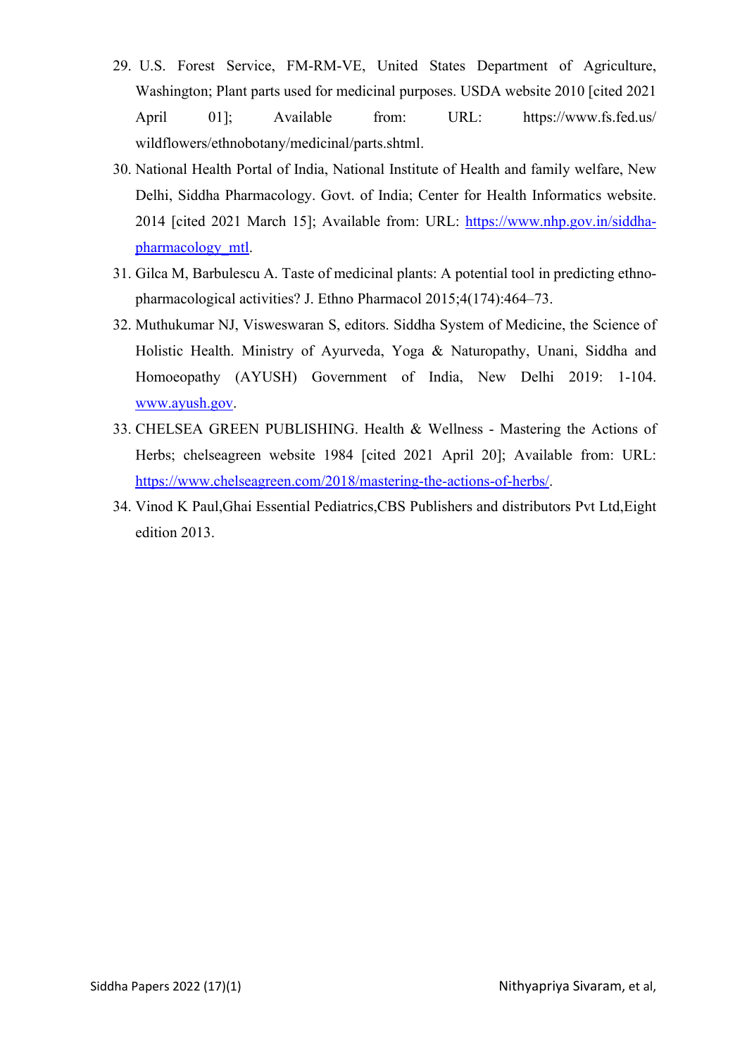29. U.S. Forest Service, FM-RM-VE, United States Department of Agriculture, Washington; Plant parts used for medicinal purposes. USDA website 2010 [cited 2021 April 01]; Available from: URL: https://www.fs.fed.us/ wildflowers/ethnobotany/medicinal/parts.shtml.
30. National Health Portal of India, National Institute of Health and family welfare, New Delhi, Siddha Pharmacology. Govt. of India; Center for Health Informatics website. 2014 [cited 2021 March 15]; Available from: URL: https://www.nhp.gov.in/siddha-pharmacology_mtl.
31. Gilca M, Barbulescu A. Taste of medicinal plants: A potential tool in predicting ethno-pharmacological activities? J. Ethno Pharmacol 2015;4(174):464–73.
32. Muthukumar NJ, Visweswaran S, editors. Siddha System of Medicine, the Science of Holistic Health. Ministry of Ayurveda, Yoga & Naturopathy, Unani, Siddha and Homoeopathy (AYUSH) Government of India, New Delhi 2019: 1-104. www.ayush.gov.
33. CHELSEA GREEN PUBLISHING. Health & Wellness - Mastering the Actions of Herbs; chelseagreen website 1984 [cited 2021 April 20]; Available from: URL: https://www.chelseagreen.com/2018/mastering-the-actions-of-herbs/.
34. Vinod K Paul,Ghai Essential Pediatrics,CBS Publishers and distributors Pvt Ltd,Eight edition 2013.